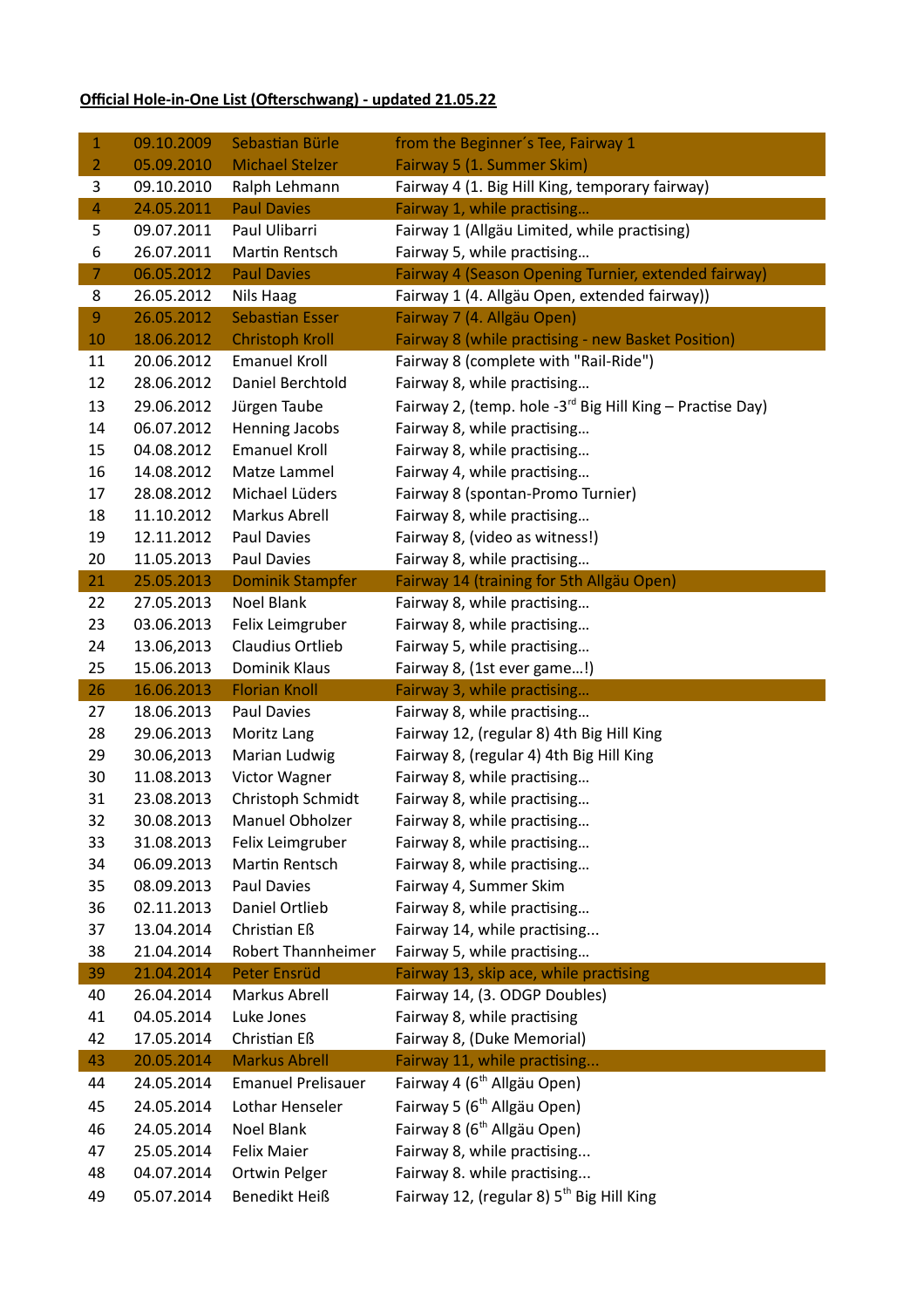**Official Hole-in-One List (Ofterschwang) - updated 21.05.22**

| | | | |
|---|---|---|---|
| 1 | 09.10.2009 | Sebastian Bürle | from the Beginner´s Tee, Fairway 1 |
| 2 | 05.09.2010 | Michael Stelzer | Fairway 5 (1. Summer Skim) |
| 3 | 09.10.2010 | Ralph Lehmann | Fairway 4 (1. Big Hill King, temporary fairway) |
| 4 | 24.05.2011 | Paul Davies | Fairway 1, while practising… |
| 5 | 09.07.2011 | Paul Ulibarri | Fairway 1 (Allgäu Limited, while practising) |
| 6 | 26.07.2011 | Martin Rentsch | Fairway 5, while practising… |
| 7 | 06.05.2012 | Paul Davies | Fairway 4 (Season Opening Turnier, extended fairway) |
| 8 | 26.05.2012 | Nils Haag | Fairway 1 (4. Allgäu Open, extended fairway)) |
| 9 | 26.05.2012 | Sebastian Esser | Fairway 7 (4. Allgäu Open) |
| 10 | 18.06.2012 | Christoph Kroll | Fairway 8 (while practising - new Basket Position) |
| 11 | 20.06.2012 | Emanuel Kroll | Fairway 8 (complete with "Rail-Ride") |
| 12 | 28.06.2012 | Daniel Berchtold | Fairway 8, while practising… |
| 13 | 29.06.2012 | Jürgen Taube | Fairway 2, (temp. hole -3rd Big Hill King – Practise Day) |
| 14 | 06.07.2012 | Henning Jacobs | Fairway 8, while practising… |
| 15 | 04.08.2012 | Emanuel Kroll | Fairway 8, while practising… |
| 16 | 14.08.2012 | Matze Lammel | Fairway 4, while practising… |
| 17 | 28.08.2012 | Michael Lüders | Fairway 8 (spontan-Promo Turnier) |
| 18 | 11.10.2012 | Markus Abrell | Fairway 8, while practising… |
| 19 | 12.11.2012 | Paul Davies | Fairway 8, (video as witness!) |
| 20 | 11.05.2013 | Paul Davies | Fairway 8, while practising… |
| 21 | 25.05.2013 | Dominik Stampfer | Fairway 14 (training for 5th Allgäu Open) |
| 22 | 27.05.2013 | Noel Blank | Fairway 8, while practising… |
| 23 | 03.06.2013 | Felix Leimgruber | Fairway 8, while practising… |
| 24 | 13.06,2013 | Claudius Ortlieb | Fairway 5, while practising… |
| 25 | 15.06.2013 | Dominik Klaus | Fairway 8, (1st ever game…!) |
| 26 | 16.06.2013 | Florian Knoll | Fairway 3, while practising… |
| 27 | 18.06.2013 | Paul Davies | Fairway 8, while practising… |
| 28 | 29.06.2013 | Moritz Lang | Fairway 12, (regular 8) 4th Big Hill King |
| 29 | 30.06,2013 | Marian Ludwig | Fairway 8, (regular 4) 4th Big Hill King |
| 30 | 11.08.2013 | Victor Wagner | Fairway 8, while practising… |
| 31 | 23.08.2013 | Christoph Schmidt | Fairway 8, while practising… |
| 32 | 30.08.2013 | Manuel Obholzer | Fairway 8, while practising… |
| 33 | 31.08.2013 | Felix Leimgruber | Fairway 8, while practising… |
| 34 | 06.09.2013 | Martin Rentsch | Fairway 8, while practising… |
| 35 | 08.09.2013 | Paul Davies | Fairway 4, Summer Skim |
| 36 | 02.11.2013 | Daniel Ortlieb | Fairway 8, while practising… |
| 37 | 13.04.2014 | Christian Eß | Fairway 14, while practising... |
| 38 | 21.04.2014 | Robert Thannheimer | Fairway 5, while practising… |
| 39 | 21.04.2014 | Peter Ensrüd | Fairway 13, skip ace, while practising |
| 40 | 26.04.2014 | Markus Abrell | Fairway 14, (3. ODGP Doubles) |
| 41 | 04.05.2014 | Luke Jones | Fairway 8, while practising |
| 42 | 17.05.2014 | Christian Eß | Fairway 8, (Duke Memorial) |
| 43 | 20.05.2014 | Markus Abrell | Fairway 11, while practising... |
| 44 | 24.05.2014 | Emanuel Prelisauer | Fairway 4 (6th Allgäu Open) |
| 45 | 24.05.2014 | Lothar Henseler | Fairway 5 (6th Allgäu Open) |
| 46 | 24.05.2014 | Noel Blank | Fairway 8 (6th Allgäu Open) |
| 47 | 25.05.2014 | Felix Maier | Fairway 8, while practising... |
| 48 | 04.07.2014 | Ortwin Pelger | Fairway 8. while practising... |
| 49 | 05.07.2014 | Benedikt Heiß | Fairway 12, (regular 8) 5th Big Hill King |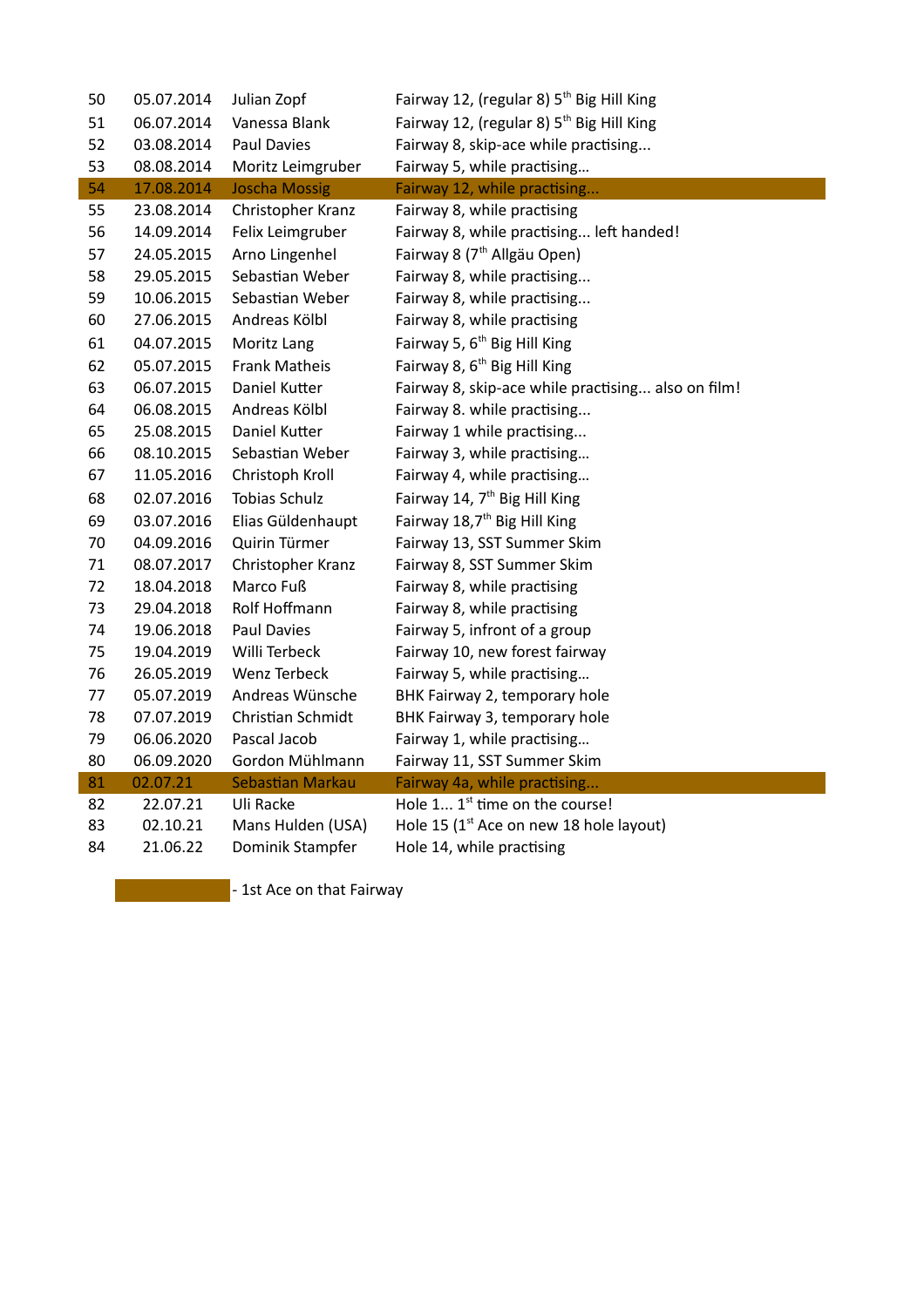| | | | |
|---|---|---|---|
| 50 | 05.07.2014 | Julian Zopf | Fairway 12, (regular 8) 5th Big Hill King |
| 51 | 06.07.2014 | Vanessa Blank | Fairway 12, (regular 8) 5th Big Hill King |
| 52 | 03.08.2014 | Paul Davies | Fairway 8, skip-ace while practising... |
| 53 | 08.08.2014 | Moritz Leimgruber | Fairway 5, while practising... |
| 54 | 17.08.2014 | Joscha Mossig | Fairway 12, while practising... |
| 55 | 23.08.2014 | Christopher Kranz | Fairway 8, while practising |
| 56 | 14.09.2014 | Felix Leimgruber | Fairway 8, while practising... left handed! |
| 57 | 24.05.2015 | Arno Lingenhel | Fairway 8 (7th Allgäu Open) |
| 58 | 29.05.2015 | Sebastian Weber | Fairway 8, while practising... |
| 59 | 10.06.2015 | Sebastian Weber | Fairway 8, while practising... |
| 60 | 27.06.2015 | Andreas Kölbl | Fairway 8, while practising |
| 61 | 04.07.2015 | Moritz Lang | Fairway 5, 6th Big Hill King |
| 62 | 05.07.2015 | Frank Matheis | Fairway 8, 6th Big Hill King |
| 63 | 06.07.2015 | Daniel Kutter | Fairway 8, skip-ace while practising... also on film! |
| 64 | 06.08.2015 | Andreas Kölbl | Fairway 8. while practising... |
| 65 | 25.08.2015 | Daniel Kutter | Fairway 1 while practising... |
| 66 | 08.10.2015 | Sebastian Weber | Fairway 3, while practising... |
| 67 | 11.05.2016 | Christoph Kroll | Fairway 4, while practising... |
| 68 | 02.07.2016 | Tobias Schulz | Fairway 14, 7th Big Hill King |
| 69 | 03.07.2016 | Elias Güldenhaupt | Fairway 18,7th Big Hill King |
| 70 | 04.09.2016 | Quirin Türmer | Fairway 13, SST Summer Skim |
| 71 | 08.07.2017 | Christopher Kranz | Fairway 8, SST Summer Skim |
| 72 | 18.04.2018 | Marco Fuß | Fairway 8, while practising |
| 73 | 29.04.2018 | Rolf Hoffmann | Fairway 8, while practising |
| 74 | 19.06.2018 | Paul Davies | Fairway 5, infront of a group |
| 75 | 19.04.2019 | Willi Terbeck | Fairway 10, new forest fairway |
| 76 | 26.05.2019 | Wenz Terbeck | Fairway 5, while practising... |
| 77 | 05.07.2019 | Andreas Wünsche | BHK Fairway 2, temporary hole |
| 78 | 07.07.2019 | Christian Schmidt | BHK Fairway 3, temporary hole |
| 79 | 06.06.2020 | Pascal Jacob | Fairway 1, while practising... |
| 80 | 06.09.2020 | Gordon Mühlmann | Fairway 11, SST Summer Skim |
| 81 | 02.07.21 | Sebastian Markau | Fairway 4a, while practising... |
| 82 | 22.07.21 | Uli Racke | Hole 1... 1st time on the course! |
| 83 | 02.10.21 | Mans Hulden (USA) | Hole 15 (1st Ace on new 18 hole layout) |
| 84 | 21.06.22 | Dominik Stampfer | Hole 14, while practising |

- 1st Ace on that Fairway